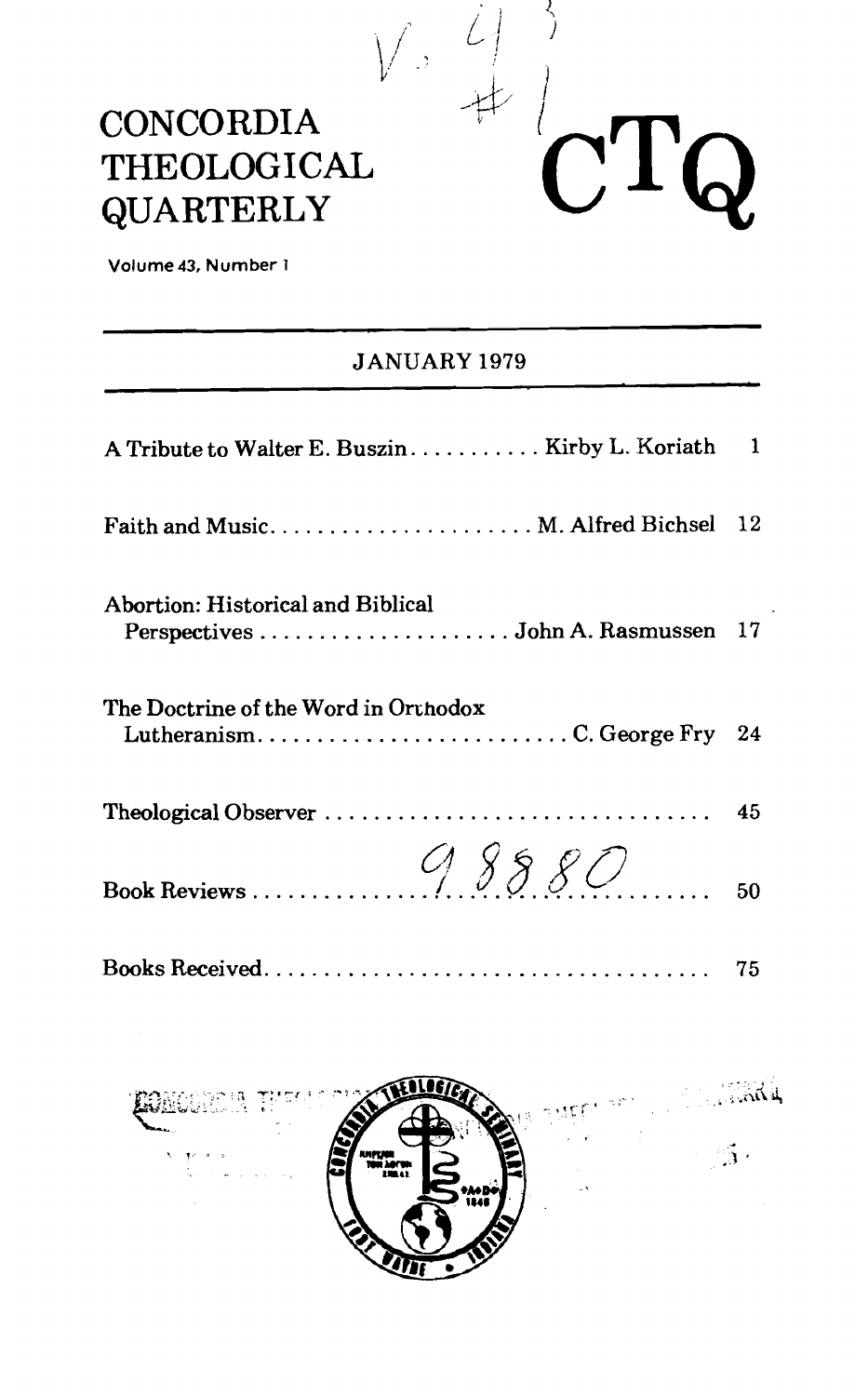# CONCORDIA THEOLOGICAL QUARTERLY

# CTQ

Volume 43, Number 1

JANUARY 1979

| | | |
|---|---|---|
| A Tribute to Walter E. Buszin | Kirby L. Koriath | 1 |
| Faith and Music | M. Alfred Bichsel | 12 |
| Abortion: Historical and Biblical Perspectives | John A. Rasmussen | 17 |
| The Doctrine of the Word in Orthodox Lutheranism | C. George Fry | 24 |
| Theological Observer | | 45 |
| Book Reviews | | 50 |
| Books Received | | 75 |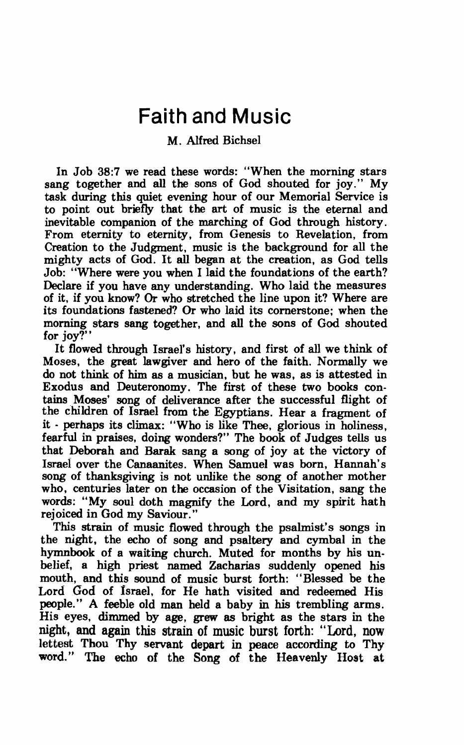# Faith and Music

M. Alfred Bichsel

In Job 38:7 we read these words: "When the morning stars sang together and all the sons of God shouted for joy." My task during this quiet evening hour of our Memorial Service is to point out briefly that the art of music is the eternal and inevitable companion of the marching of God through history. From eternity to eternity, from Genesis to Revelation, from Creation to the Judgment, music is the background for all the mighty acts of God. It all began at the creation, as God tells Job: "Where were you when I laid the foundations of the earth? Declare if you have any understanding. Who laid the measures of it, if you know? Or who stretched the line upon it? Where are its foundations fastened? Or who laid its cornerstone; when the morning stars sang together, and all the sons of God shouted for joy?"

It flowed through Israel's history, and first of all we think of Moses, the great lawgiver and hero of the faith. Normally we do not think of him as a musician, but he was, as is attested in Exodus and Deuteronomy. The first of these two books contains Moses' song of deliverance after the successful flight of the children of Israel from the Egyptians. Hear a fragment of it - perhaps its climax: "Who is like Thee, glorious in holiness, fearful in praises, doing wonders?" The book of Judges tells us that Deborah and Barak sang a song of joy at the victory of Israel over the Canaanites. When Samuel was born, Hannah's song of thanksgiving is not unlike the song of another mother who, centuries later on the occasion of the Visitation, sang the words: "My soul doth magnify the Lord, and my spirit hath rejoiced in God my Saviour."

This strain of music flowed through the psalmist's songs in the night, the echo of song and psaltery and cymbal in the hymnbook of a waiting church. Muted for months by his unbelief, a high priest named Zacharias suddenly opened his mouth, and this sound of music burst forth: "Blessed be the Lord God of Israel, for He hath visited and redeemed His people." A feeble old man held a baby in his trembling arms. His eyes, dimmed by age, grew as bright as the stars in the night, and again this strain of music burst forth: "Lord, now lettest Thou Thy servant depart in peace according to Thy word." The echo of the Song of the Heavenly Host at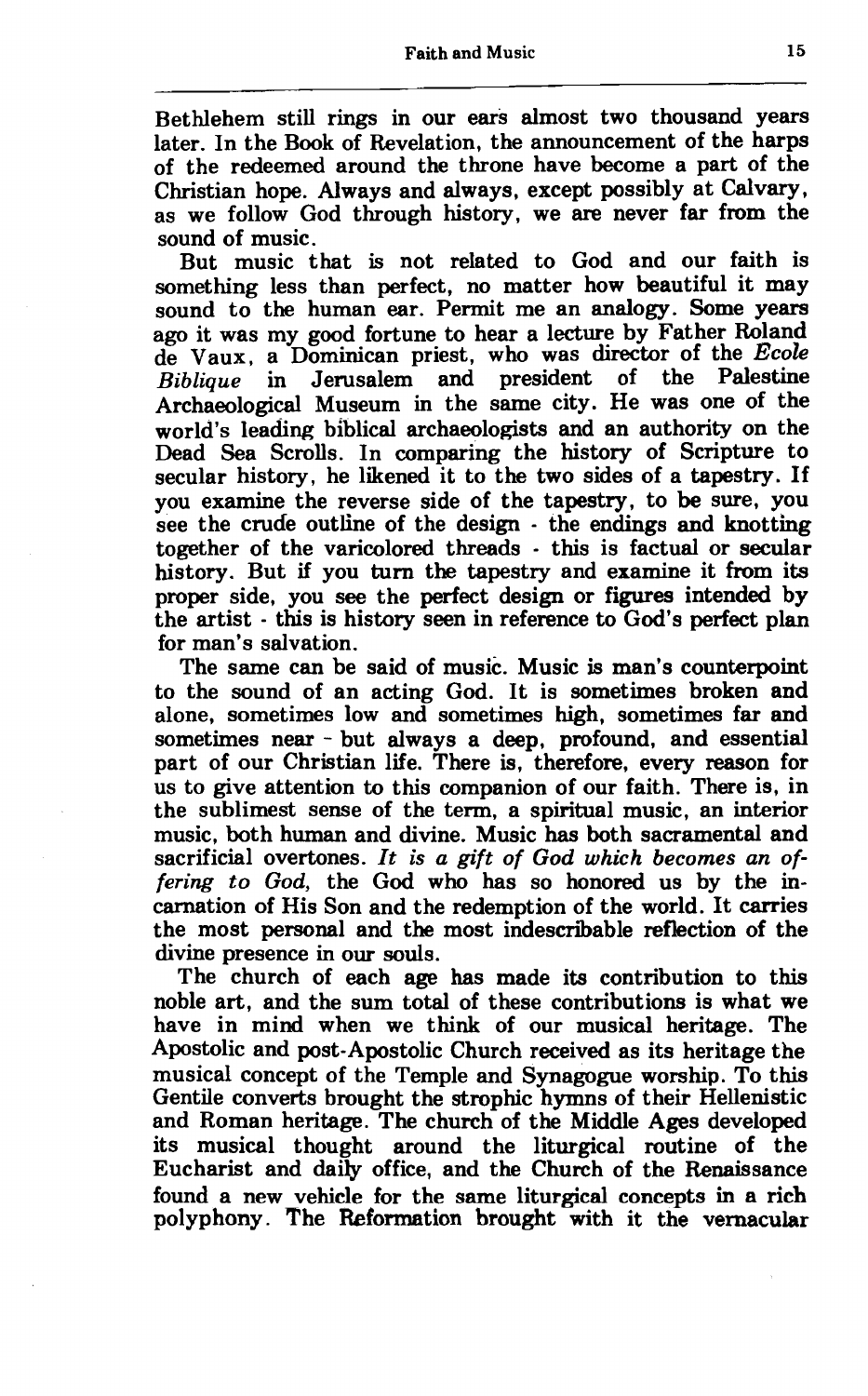Bethlehem still rings in our ears almost two thousand years later. In the Book of Revelation, the announcement of the harps of the redeemed around the throne have become a part of the Christian hope. Always and always, except possibly at Calvary, as we follow God through history, we are never far from the sound of music.

But music that is not related to God and our faith is something less than perfect, no matter how beautiful it may sound to the human ear. Permit me an analogy. Some years ago it was my good fortune to hear a lecture by Father Roland de Vaux, a Dominican priest, who was director of the *Ecole Biblique* in Jerusalem and president of the Palestine Archaeological Museum in the same city. He was one of the world's leading biblical archaeologists and an authority on the Dead Sea Scrolls. In comparing the history of Scripture to secular history, he likened it to the two sides of a tapestry. If you examine the reverse side of the tapestry, to be sure, you see the crude outline of the design - the endings and knotting together of the varicolored threads - this is factual or secular history. But if you turn the tapestry and examine it from its proper side, you see the perfect design or figures intended by the artist - this is history seen in reference to God's perfect plan for man's salvation.

The same can be said of music. Music is man's counterpoint to the sound of an acting God. It is sometimes broken and alone, sometimes low and sometimes high, sometimes far and sometimes near - but always a deep, profound, and essential part of our Christian life. There is, therefore, every reason for us to give attention to this companion of our faith. There is, in the sublimest sense of the term, a spiritual music, an interior music, both human and divine. Music has both sacramental and sacrificial overtones. *It is a gift of God which becomes an offering to God,* the God who has so honored us by the incarnation of His Son and the redemption of the world. It carries the most personal and the most indescribable reflection of the divine presence in our souls.

The church of each age has made its contribution to this noble art, and the sum total of these contributions is what we have in mind when we think of our musical heritage. The Apostolic and post-Apostolic Church received as its heritage the musical concept of the Temple and Synagogue worship. To this Gentile converts brought the strophic hymns of their Hellenistic and Roman heritage. The church of the Middle Ages developed its musical thought around the liturgical routine of the Eucharist and daily office, and the Church of the Renaissance found a new vehicle for the same liturgical concepts in a rich polyphony. The Reformation brought with it the vernacular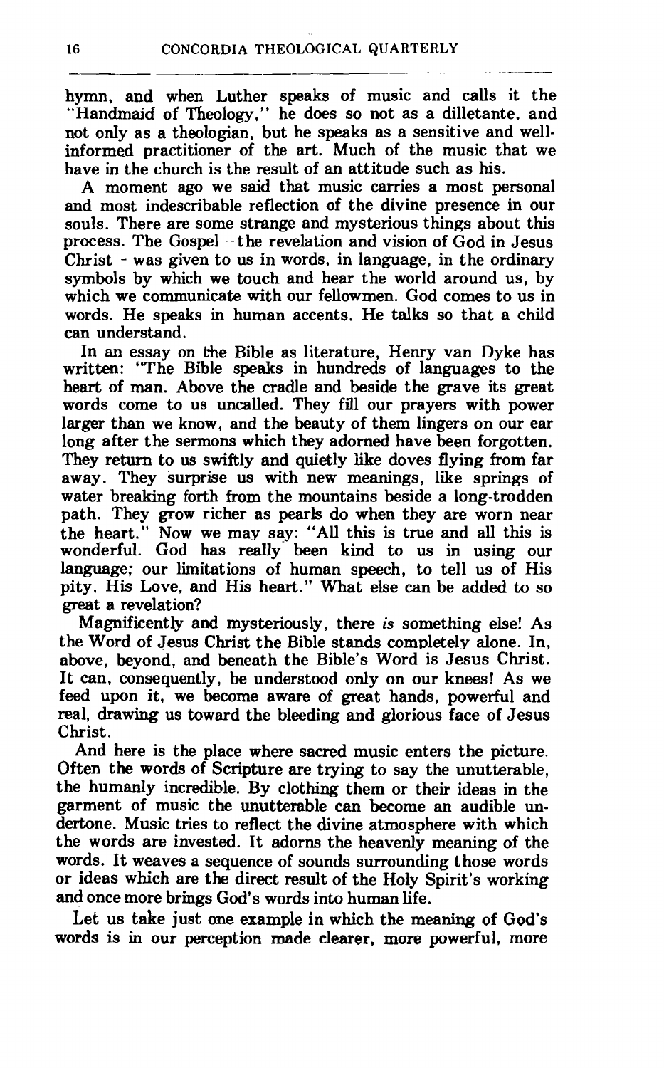hymn, and when Luther speaks of music and calls it the "Handmaid of Theology," he does so not as a dilletante, and not only as a theologian, but he speaks as a sensitive and well-informed practitioner of the art. Much of the music that we have in the church is the result of an attitude such as his.

A moment ago we said that music carries a most personal and most indescribable reflection of the divine presence in our souls. There are some strange and mysterious things about this process. The Gospel - the revelation and vision of God in Jesus Christ - was given to us in words, in language, in the ordinary symbols by which we touch and hear the world around us, by which we communicate with our fellowmen. God comes to us in words. He speaks in human accents. He talks so that a child can understand.

In an essay on the Bible as literature, Henry van Dyke has written: "The Bible speaks in hundreds of languages to the heart of man. Above the cradle and beside the grave its great words come to us uncalled. They fill our prayers with power larger than we know, and the beauty of them lingers on our ear long after the sermons which they adorned have been forgotten. They return to us swiftly and quietly like doves flying from far away. They surprise us with new meanings, like springs of water breaking forth from the mountains beside a long-trodden path. They grow richer as pearls do when they are worn near the heart." Now we may say: "All this is true and all this is wonderful. God has really been kind to us in using our language; our limitations of human speech, to tell us of His pity, His Love, and His heart." What else can be added to so great a revelation?

Magnificently and mysteriously, there *is* something else! As the Word of Jesus Christ the Bible stands completely alone. In, above, beyond, and beneath the Bible's Word is Jesus Christ. It can, consequently, be understood only on our knees! As we feed upon it, we become aware of great hands, powerful and real, drawing us toward the bleeding and glorious face of Jesus Christ.

And here is the place where sacred music enters the picture. Often the words of Scripture are trying to say the unutterable, the humanly incredible. By clothing them or their ideas in the garment of music the unutterable can become an audible undertone. Music tries to reflect the divine atmosphere with which the words are invested. It adorns the heavenly meaning of the words. It weaves a sequence of sounds surrounding those words or ideas which are the direct result of the Holy Spirit's working and once more brings God's words into human life.

Let us take just one example in which the meaning of God's words is in our perception made clearer, more powerful, more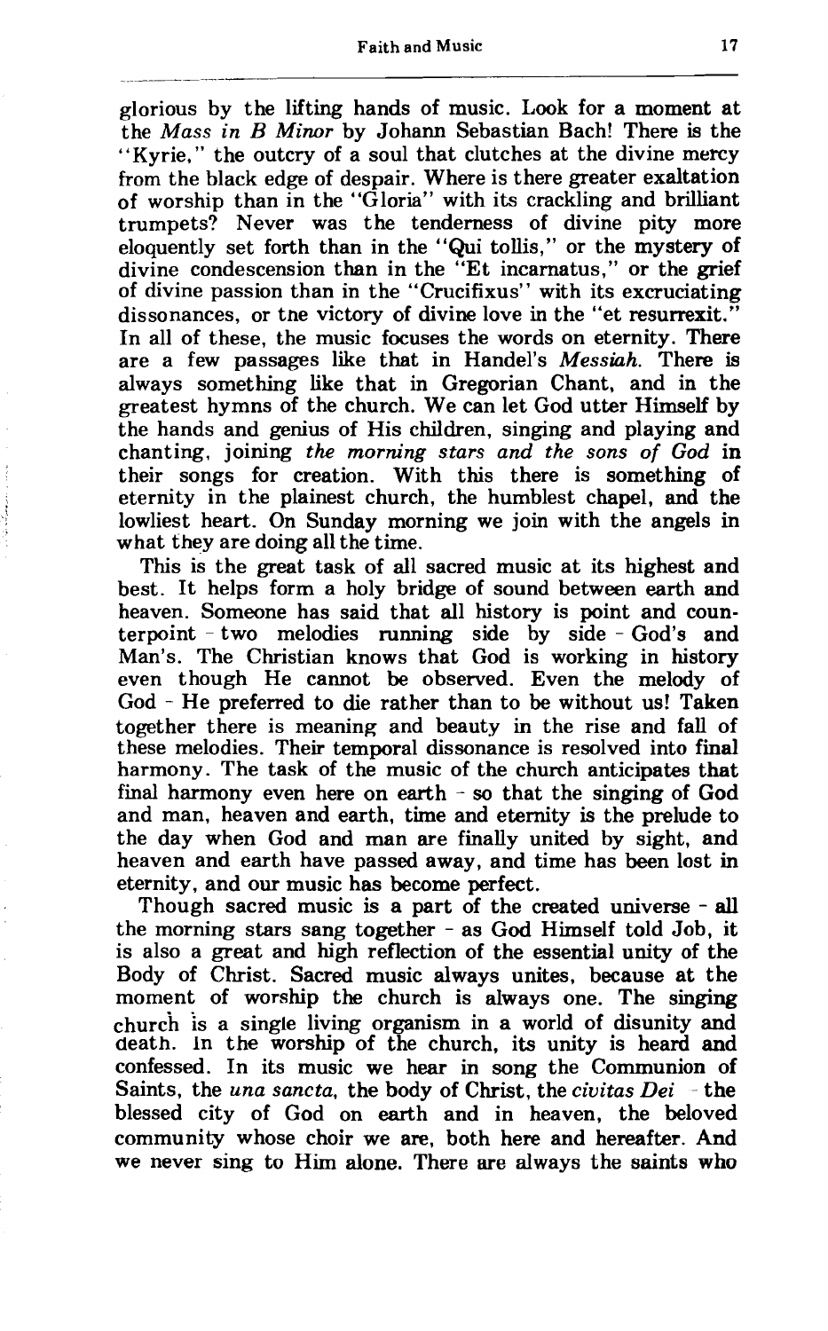glorious by the lifting hands of music. Look for a moment at the *Mass in B Minor* by Johann Sebastian Bach! There is the "Kyrie," the outcry of a soul that clutches at the divine mercy from the black edge of despair. Where is there greater exaltation of worship than in the "Gloria" with its crackling and brilliant trumpets? Never was the tenderness of divine pity more eloquently set forth than in the "Qui tollis," or the mystery of divine condescension than in the "Et incarnatus," or the grief of divine passion than in the "Crucifixus" with its excruciating dissonances, or tne victory of divine love in the "et resurrexit." In all of these, the music focuses the words on eternity. There are a few passages like that in Handel's *Messiah*. There is always something like that in Gregorian Chant, and in the greatest hymns of the church. We can let God utter Himself by the hands and genius of His children, singing and playing and chanting, joining *the morning stars and the sons of God* in their songs for creation. With this there is something of eternity in the plainest church, the humblest chapel, and the lowliest heart. On Sunday morning we join with the angels in what they are doing all the time.

This is the great task of all sacred music at its highest and best. It helps form a holy bridge of sound between earth and heaven. Someone has said that all history is point and counterpoint - two melodies running side by side - God's and Man's. The Christian knows that God is working in history even though He cannot be observed. Even the melody of God - He preferred to die rather than to be without us! Taken together there is meaning and beauty in the rise and fall of these melodies. Their temporal dissonance is resolved into final harmony. The task of the music of the church anticipates that final harmony even here on earth - so that the singing of God and man, heaven and earth, time and eternity is the prelude to the day when God and man are finally united by sight, and heaven and earth have passed away, and time has been lost in eternity, and our music has become perfect.

Though sacred music is a part of the created universe - all the morning stars sang together - as God Himself told Job, it is also a great and high reflection of the essential unity of the Body of Christ. Sacred music always unites, because at the moment of worship the church is always one. The singing church is a single living organism in a world of disunity and death. In the worship of the church, its unity is heard and confessed. In its music we hear in song the Communion of Saints, the *una sancta*, the body of Christ, the *civitas Dei* - the blessed city of God on earth and in heaven, the beloved community whose choir we are, both here and hereafter. And we never sing to Him alone. There are always the saints who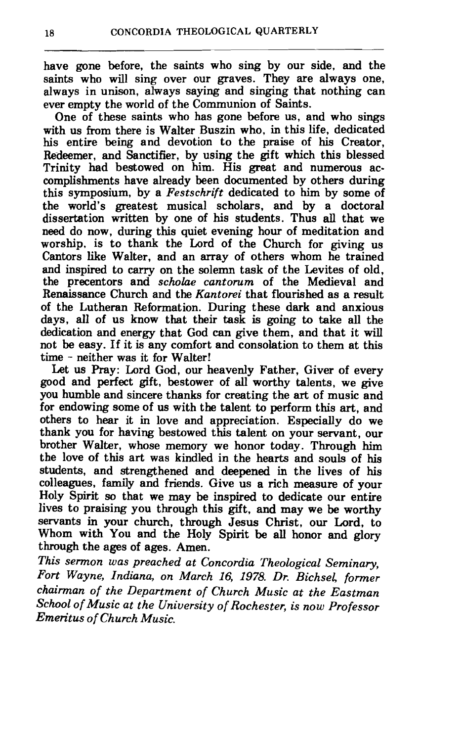have gone before, the saints who sing by our side, and the saints who will sing over our graves. They are always one, always in unison, always saying and singing that nothing can ever empty the world of the Communion of Saints.

One of these saints who has gone before us, and who sings with us from there is Walter Buszin who, in this life, dedicated his entire being and devotion to the praise of his Creator, Redeemer, and Sanctifier, by using the gift which this blessed Trinity had bestowed on him. His great and numerous accomplishments have already been documented by others during this symposium, by a *Festschrift* dedicated to him by some of the world's greatest musical scholars, and by a doctoral dissertation written by one of his students. Thus all that we need do now, during this quiet evening hour of meditation and worship, is to thank the Lord of the Church for giving us Cantors like Walter, and an array of others whom he trained and inspired to carry on the solemn task of the Levites of old, the precentors and *scholae cantorum* of the Medieval and Renaissance Church and the *Kantorei* that flourished as a result of the Lutheran Reformation. During these dark and anxious days, all of us know that their task is going to take all the dedication and energy that God can give them, and that it will not be easy. If it is any comfort and consolation to them at this time - neither was it for Walter!

Let us Pray: Lord God, our heavenly Father, Giver of every good and perfect gift, bestower of all worthy talents, we give you humble and sincere thanks for creating the art of music and for endowing some of us with the talent to perform this art, and others to hear it in love and appreciation. Especially do we thank you for having bestowed this talent on your servant, our brother Walter, whose memory we honor today. Through him the love of this art was kindled in the hearts and souls of his students, and strengthened and deepened in the lives of his colleagues, family and friends. Give us a rich measure of your Holy Spirit so that we may be inspired to dedicate our entire lives to praising you through this gift, and may we be worthy servants in your church, through Jesus Christ, our Lord, to Whom with You and the Holy Spirit be all honor and glory through the ages of ages. Amen.

*This sermon was preached at Concordia Theological Seminary, Fort Wayne, Indiana, on March 16, 1978. Dr. Bichsel, former chairman of the Department of Church Music at the Eastman School of Music at the University of Rochester, is now Professor Emeritus of Church Music.*